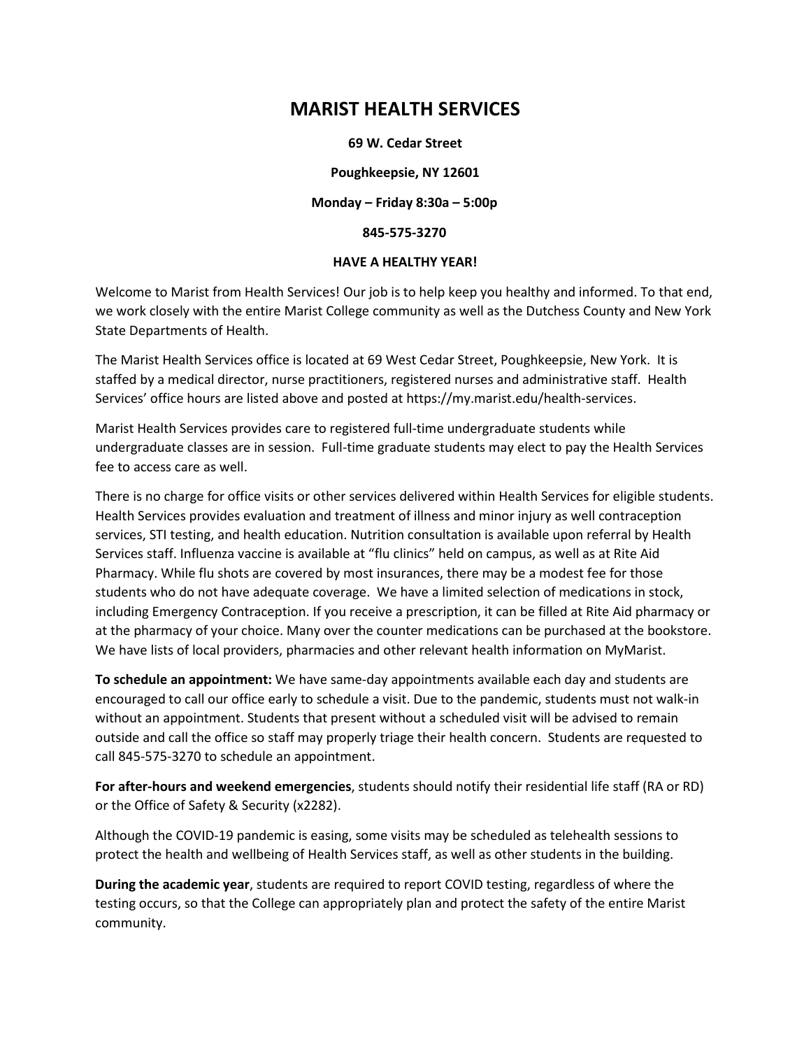# MARIST HEALTH SERVICES

**69 W. Cedar Street**

**Poughkeepsie, NY 12601**

**Monday – Friday 8:30a – 5:00p**

**845-575-3270**

**HAVE A HEALTHY YEAR!**

Welcome to Marist from Health Services! Our job is to help keep you healthy and informed. To that end, we work closely with the entire Marist College community as well as the Dutchess County and New York State Departments of Health.

The Marist Health Services office is located at 69 West Cedar Street, Poughkeepsie, New York. It is staffed by a medical director, nurse practitioners, registered nurses and administrative staff. Health Services' office hours are listed above and posted at https://my.marist.edu/health-services.

Marist Health Services provides care to registered full-time undergraduate students while undergraduate classes are in session. Full-time graduate students may elect to pay the Health Services fee to access care as well.

There is no charge for office visits or other services delivered within Health Services for eligible students. Health Services provides evaluation and treatment of illness and minor injury as well contraception services, STI testing, and health education. Nutrition consultation is available upon referral by Health Services staff. Influenza vaccine is available at "flu clinics" held on campus, as well as at Rite Aid Pharmacy. While flu shots are covered by most insurances, there may be a modest fee for those students who do not have adequate coverage. We have a limited selection of medications in stock, including Emergency Contraception. If you receive a prescription, it can be filled at Rite Aid pharmacy or at the pharmacy of your choice. Many over the counter medications can be purchased at the bookstore. We have lists of local providers, pharmacies and other relevant health information on MyMarist.

**To schedule an appointment:** We have same-day appointments available each day and students are encouraged to call our office early to schedule a visit. Due to the pandemic, students must not walk-in without an appointment. Students that present without a scheduled visit will be advised to remain outside and call the office so staff may properly triage their health concern. Students are requested to call 845-575-3270 to schedule an appointment.

**For after-hours and weekend emergencies**, students should notify their residential life staff (RA or RD) or the Office of Safety & Security (x2282).

Although the COVID-19 pandemic is easing, some visits may be scheduled as telehealth sessions to protect the health and wellbeing of Health Services staff, as well as other students in the building.

**During the academic year**, students are required to report COVID testing, regardless of where the testing occurs, so that the College can appropriately plan and protect the safety of the entire Marist community.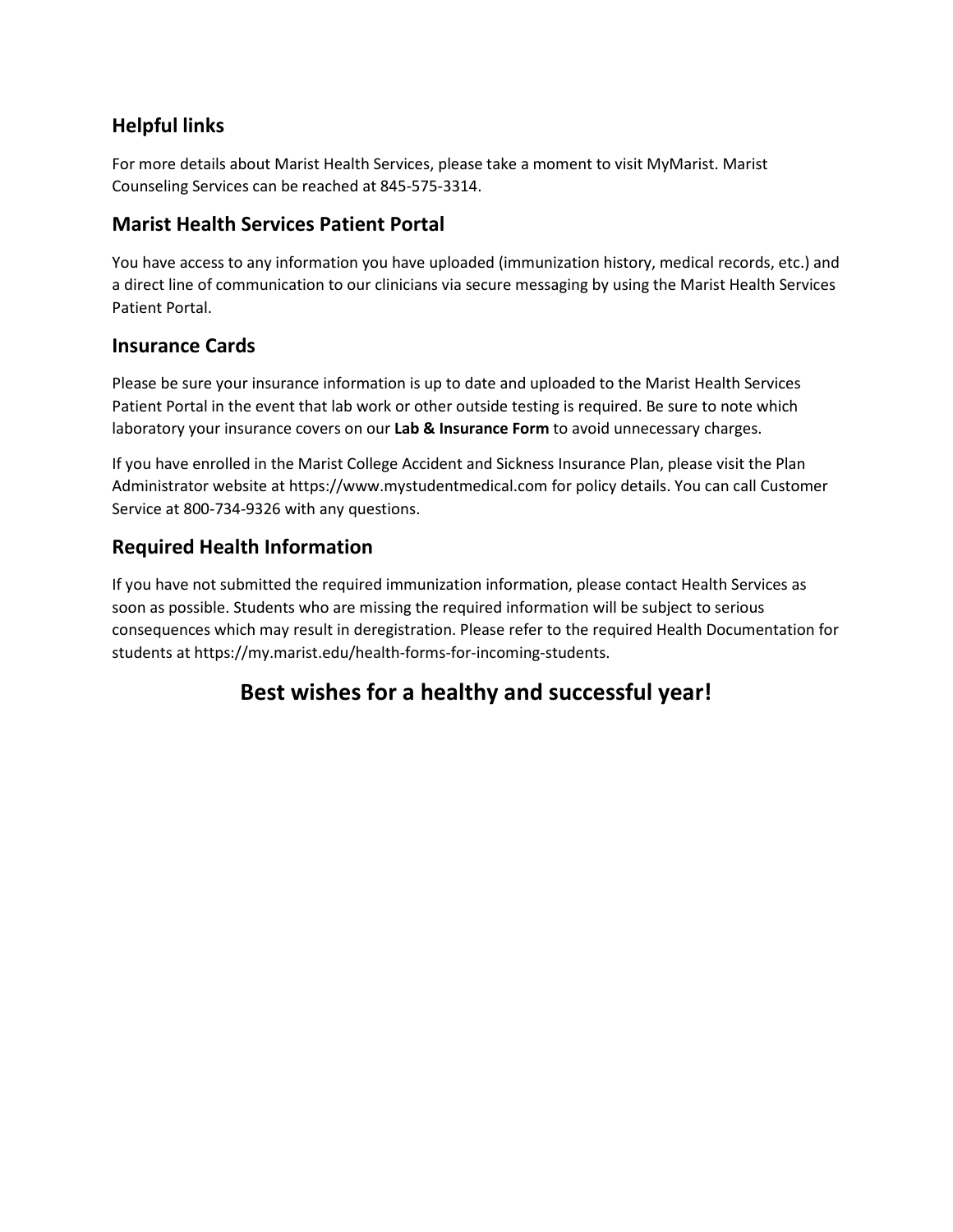## Helpful links

For more details about Marist Health Services, please take a moment to visit MyMarist. Marist Counseling Services can be reached at 845-575-3314.

## Marist Health Services Patient Portal

You have access to any information you have uploaded (immunization history, medical records, etc.) and a direct line of communication to our clinicians via secure messaging by using the Marist Health Services Patient Portal.

## Insurance Cards

Please be sure your insurance information is up to date and uploaded to the Marist Health Services Patient Portal in the event that lab work or other outside testing is required. Be sure to note which laboratory your insurance covers on our **Lab & Insurance Form** to avoid unnecessary charges.

If you have enrolled in the Marist College Accident and Sickness Insurance Plan, please visit the Plan Administrator website at https://www.mystudentmedical.com for policy details. You can call Customer Service at 800-734-9326 with any questions.

## Required Health Information

If you have not submitted the required immunization information, please contact Health Services as soon as possible. Students who are missing the required information will be subject to serious consequences which may result in deregistration. Please refer to the required Health Documentation for students at https://my.marist.edu/health-forms-for-incoming-students.

# Best wishes for a healthy and successful year!